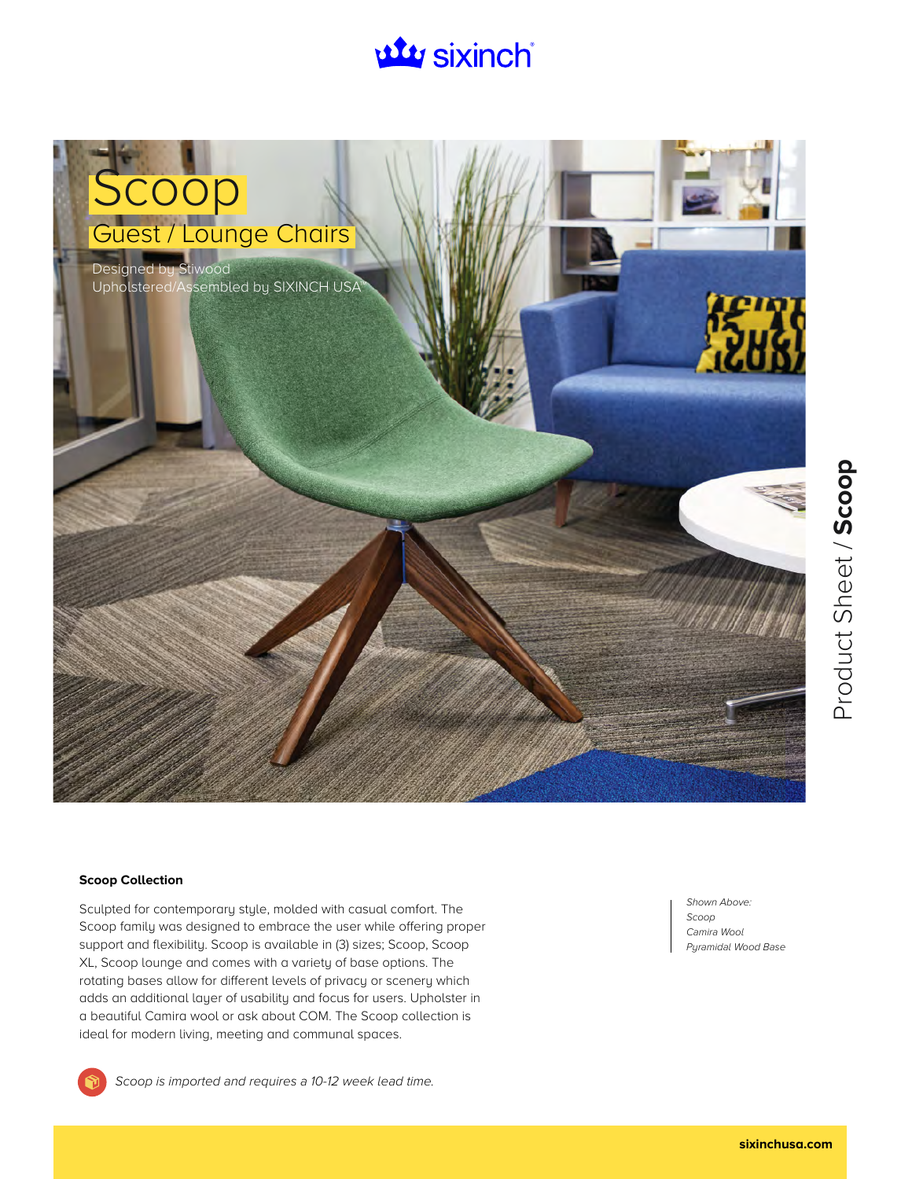sixinch®

# Scoop

## Guest / Lounge Chairs

Designed by Stiwood
Upholstered/Assembled by SIXINCH USA™

Product Sheet / **Scoop**

**Scoop Collection**

Sculpted for contemporary style, molded with casual comfort. The Scoop family was designed to embrace the user while offering proper support and flexibility. Scoop is available in (3) sizes; Scoop, Scoop XL, Scoop lounge and comes with a variety of base options. The rotating bases allow for different levels of privacy or scenery which adds an additional layer of usability and focus for users. Upholster in a beautiful Camira wool or ask about COM. The Scoop collection is ideal for modern living, meeting and communal spaces.

*Shown Above:*
*Scoop*
*Camira Wool*
*Pyramidal Wood Base*

*Scoop is imported and requires a 10-12 week lead time.*

**sixinchusa.com**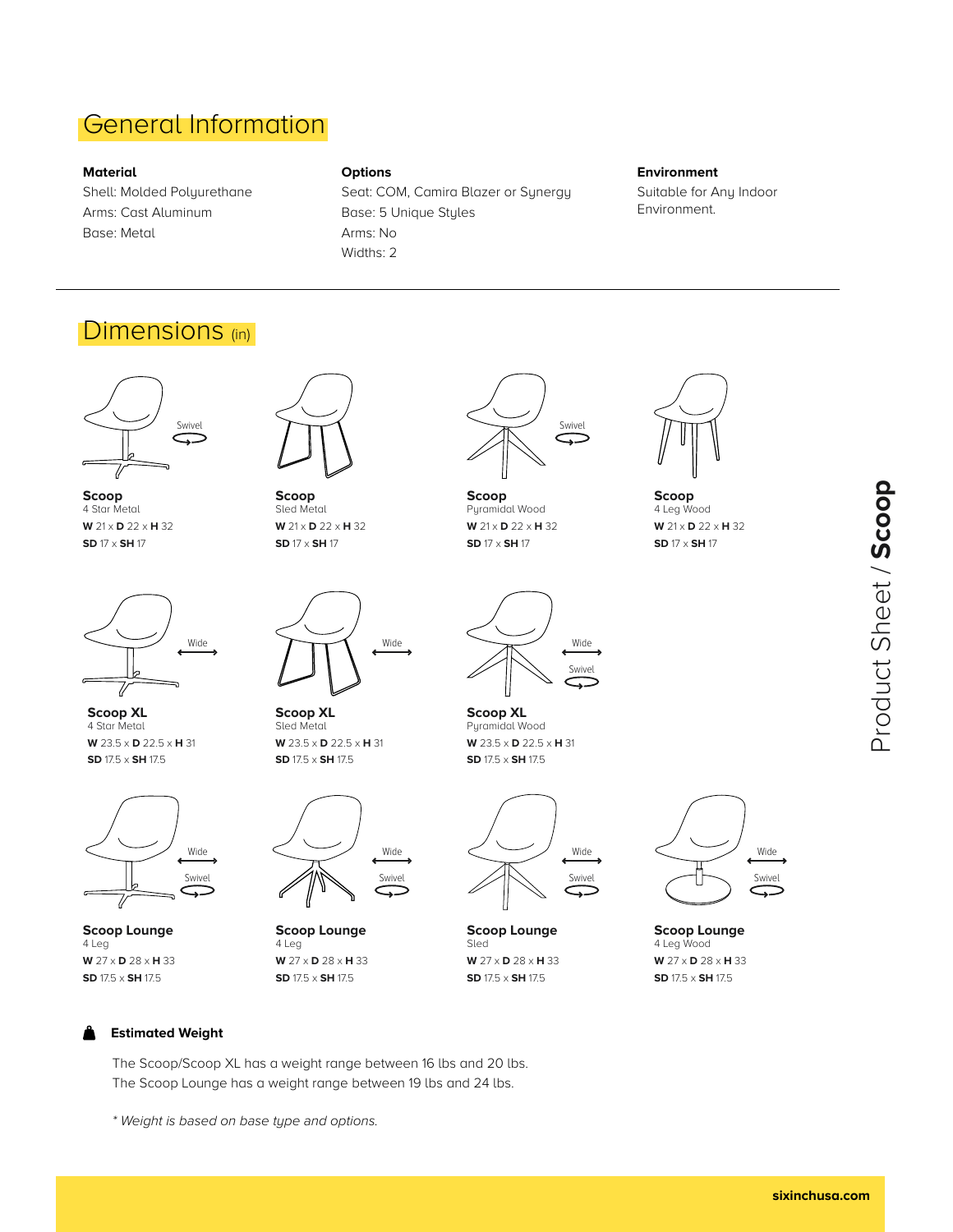# General Information

**Material**
Shell: Molded Polyurethane
Arms: Cast Aluminum
Base: Metal

**Options**
Seat: COM, Camira Blazer or Synergy
Base: 5 Unique Styles
Arms: No
Widths: 2

**Environment**
Suitable for Any Indoor Environment.

# Dimensions (in)

Swivel

**Scoop**
4 Star Metal
**W** 21 x **D** 22 x **H** 32
**SD** 17 x **SH** 17

**Scoop**
Sled Metal
**W** 21 x **D** 22 x **H** 32
**SD** 17 x **SH** 17

Swivel

**Scoop**
Pyramidal Wood
**W** 21 x **D** 22 x **H** 32
**SD** 17 x **SH** 17

**Scoop**
4 Leg Wood
**W** 21 x **D** 22 x **H** 32
**SD** 17 x **SH** 17

Wide

**Scoop XL**
4 Star Metal
**W** 23.5 x **D** 22.5 x **H** 31
**SD** 17.5 x **SH** 17.5

Wide

**Scoop XL**
Sled Metal
**W** 23.5 x **D** 22.5 x **H** 31
**SD** 17.5 x **SH** 17.5

Wide
Swivel

**Scoop XL**
Pyramidal Wood
**W** 23.5 x **D** 22.5 x **H** 31
**SD** 17.5 x **SH** 17.5

Wide
Swivel

**Scoop Lounge**
4 Leg
**W** 27 x **D** 28 x **H** 33
**SD** 17.5 x **SH** 17.5

Wide
Swivel

**Scoop Lounge**
4 Leg
**W** 27 x **D** 28 x **H** 33
**SD** 17.5 x **SH** 17.5

Wide
Swivel

**Scoop Lounge**
Sled
**W** 27 x **D** 28 x **H** 33
**SD** 17.5 x **SH** 17.5

Wide
Swivel

**Scoop Lounge**
4 Leg Wood
**W** 27 x **D** 28 x **H** 33
**SD** 17.5 x **SH** 17.5

**Estimated Weight**

The Scoop/Scoop XL has a weight range between 16 lbs and 20 lbs.
The Scoop Lounge has a weight range between 19 lbs and 24 lbs.

*\* Weight is based on base type and options.*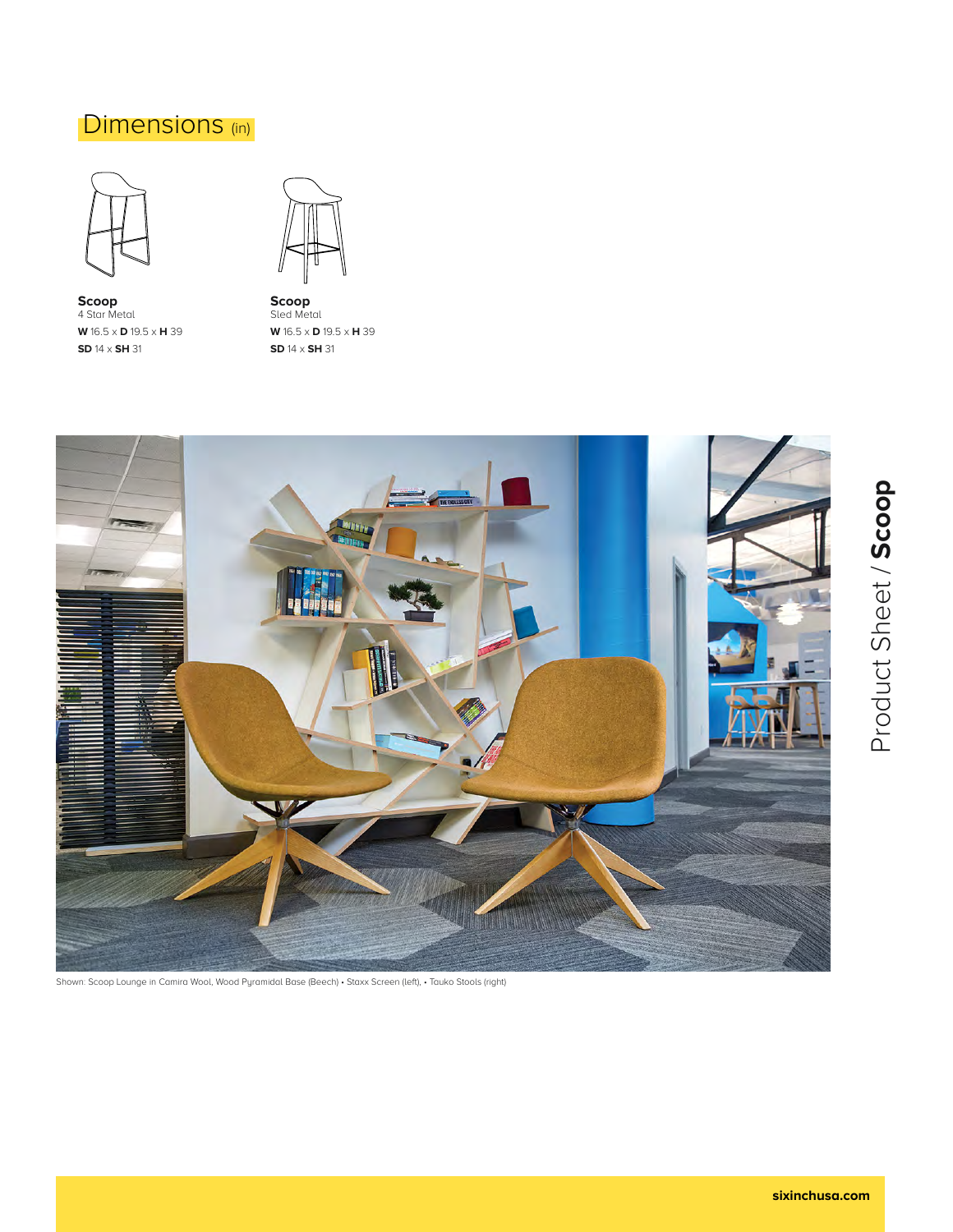# Dimensions (in)

**Scoop**
4 Star Metal
**W** 16.5 x **D** 19.5 x **H** 39
**SD** 14 x **SH** 31

**Scoop**
Sled Metal
**W** 16.5 x **D** 19.5 x **H** 39
**SD** 14 x **SH** 31

Shown: Scoop Lounge in Camira Wool, Wood Pyramidal Base (Beech) • Staxx Screen (left), • Tauko Stools (right)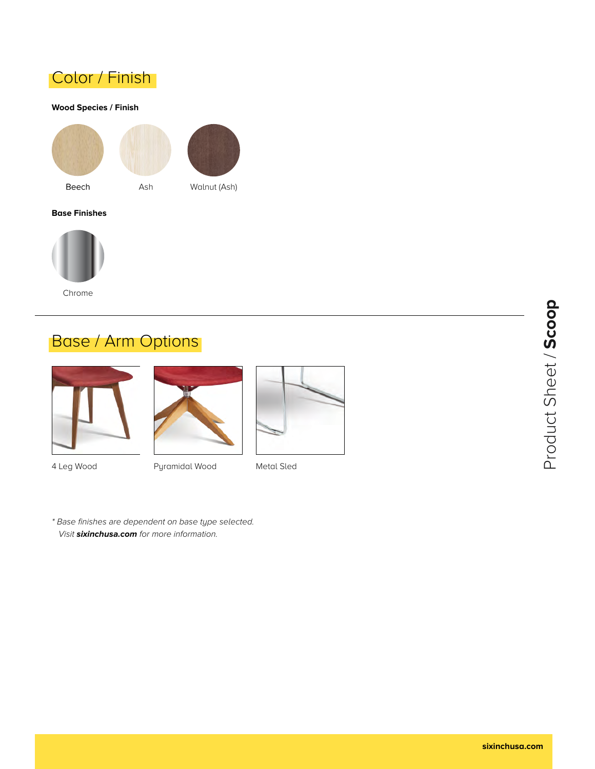## Color / Finish

**Wood Species / Finish**

Beech

Ash

Walnut (Ash)

**Base Finishes**

Chrome

## Base / Arm Options

4 Leg Wood

Pyramidal Wood

Metal Sled

*\* Base finishes are dependent on base type selected.*
*Visit **sixinchusa.com** for more information.*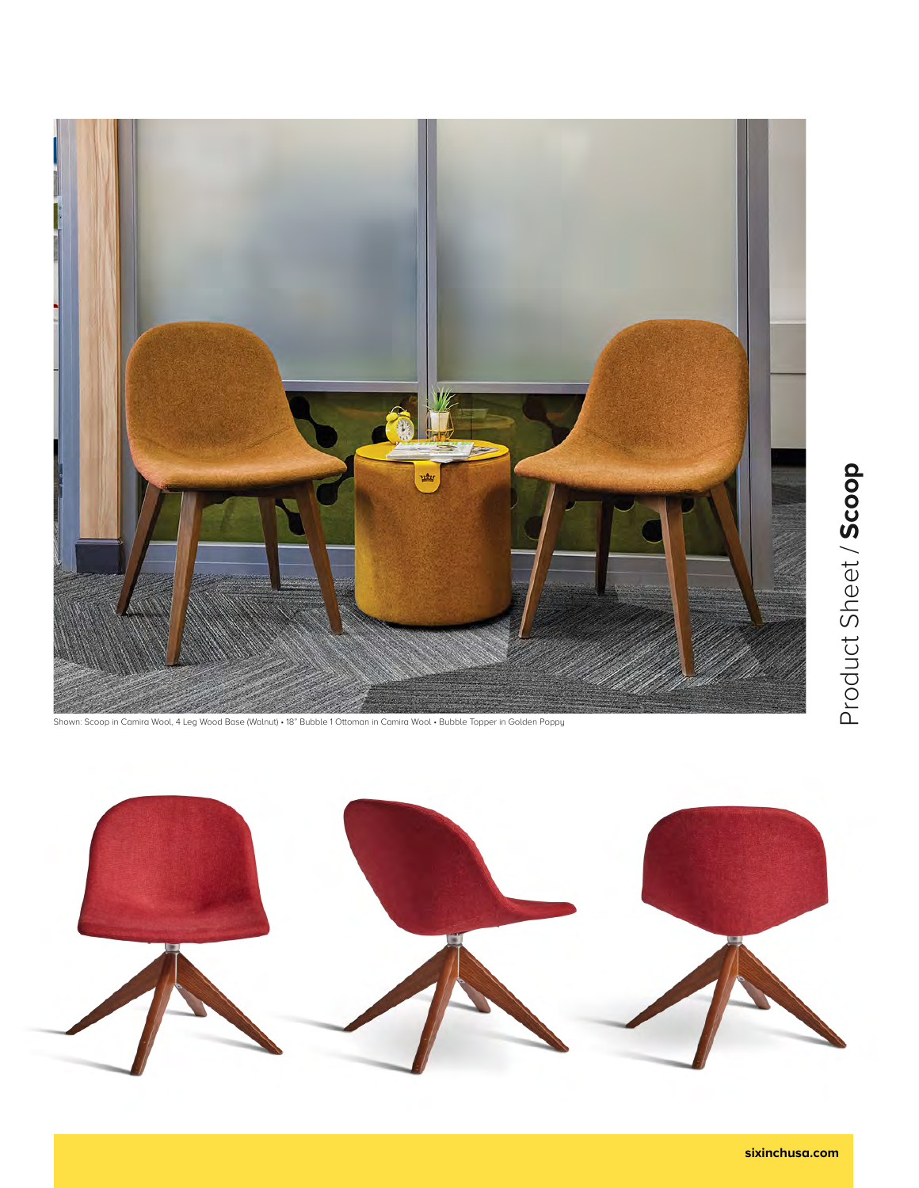Shown: Scoop in Camira Wool, 4 Leg Wood Base (Walnut) • 18" Bubble 1 Ottoman in Camira Wool • Bubble Topper in Golden Poppy

Product Sheet / **Scoop**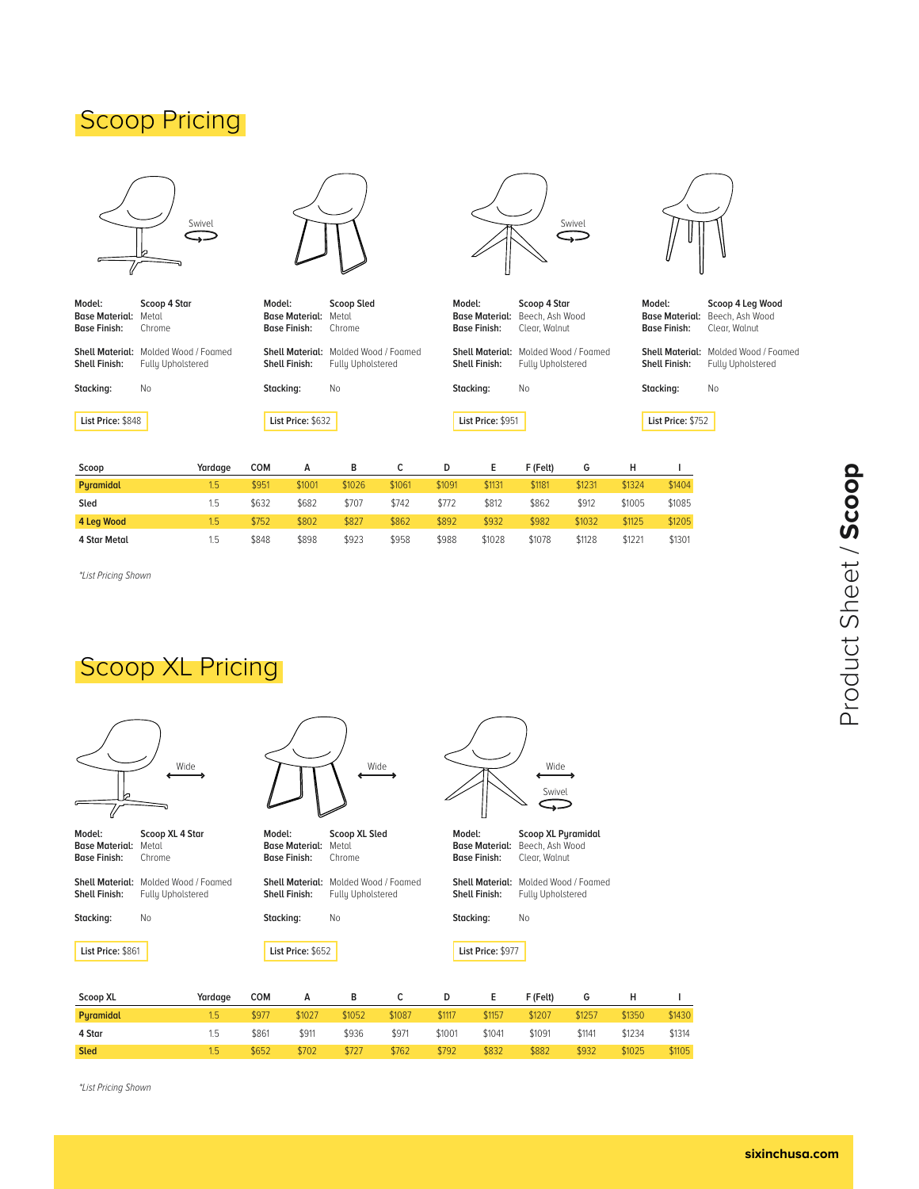# Scoop Pricing

Swivel

**Model:** Scoop 4 Star
**Base Material:** Metal
**Base Finish:** Chrome

**Shell Material:** Molded Wood / Foamed
**Shell Finish:** Fully Upholstered

**Stacking:** No

**List Price:** $848

**Model:** Scoop Sled
**Base Material:** Metal
**Base Finish:** Chrome

**Shell Material:** Molded Wood / Foamed
**Shell Finish:** Fully Upholstered

**Stacking:** No

**List Price:** $632

Swivel

**Model:** Scoop 4 Star
**Base Material:** Beech, Ash Wood
**Base Finish:** Clear, Walnut

**Shell Material:** Molded Wood / Foamed
**Shell Finish:** Fully Upholstered

**Stacking:** No

**List Price:** $951

**Model:** Scoop 4 Leg Wood
**Base Material:** Beech, Ash Wood
**Base Finish:** Clear, Walnut

**Shell Material:** Molded Wood / Foamed
**Shell Finish:** Fully Upholstered

**Stacking:** No

**List Price:** $752

| Scoop | Yardage | COM | A | B | C | D | E | F (Felt) | G | H | I |
|---|---|---|---|---|---|---|---|---|---|---|---|
| Pyramidal | 1.5 | $951 | $1001 | $1026 | $1061 | $1091 | $1131 | $1181 | $1231 | $1324 | $1404 |
| Sled | 1.5 | $632 | $682 | $707 | $742 | $772 | $812 | $862 | $912 | $1005 | $1085 |
| 4 Leg Wood | 1.5 | $752 | $802 | $827 | $862 | $892 | $932 | $982 | $1032 | $1125 | $1205 |
| 4 Star Metal | 1.5 | $848 | $898 | $923 | $958 | $988 | $1028 | $1078 | $1128 | $1221 | $1301 |

*List Pricing Shown*

# Scoop XL Pricing

Wide

**Model:** Scoop XL 4 Star
**Base Material:** Metal
**Base Finish:** Chrome

**Shell Material:** Molded Wood / Foamed
**Shell Finish:** Fully Upholstered

**Stacking:** No

**List Price:** $861

Wide

**Model:** Scoop XL Sled
**Base Material:** Metal
**Base Finish:** Chrome

**Shell Material:** Molded Wood / Foamed
**Shell Finish:** Fully Upholstered

**Stacking:** No

**List Price:** $652

Wide
Swivel

**Model:** Scoop XL Pyramidal
**Base Material:** Beech, Ash Wood
**Base Finish:** Clear, Walnut

**Shell Material:** Molded Wood / Foamed
**Shell Finish:** Fully Upholstered

**Stacking:** No

**List Price:** $977

| Scoop XL | Yardage | COM | A | B | C | D | E | F (Felt) | G | H | I |
|---|---|---|---|---|---|---|---|---|---|---|---|
| Pyramidal | 1.5 | $977 | $1027 | $1052 | $1087 | $1117 | $1157 | $1207 | $1257 | $1350 | $1430 |
| 4 Star | 1.5 | $861 | $911 | $936 | $971 | $1001 | $1041 | $1091 | $1141 | $1234 | $1314 |
| Sled | 1.5 | $652 | $702 | $727 | $762 | $792 | $832 | $882 | $932 | $1025 | $1105 |

*List Pricing Shown*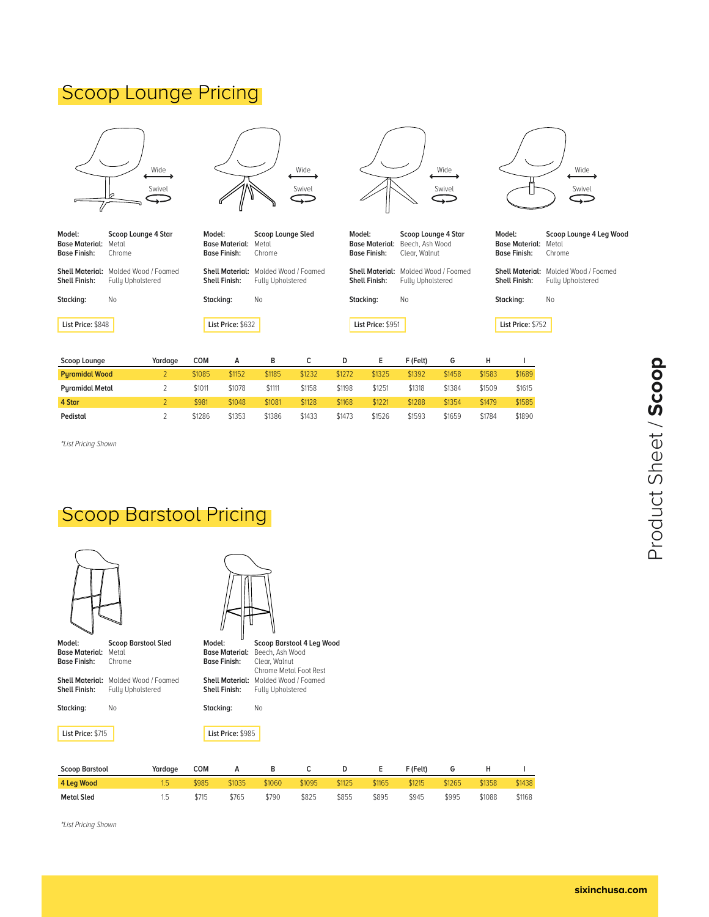# Scoop Lounge Pricing

Wide

Swivel

**Model:** Scoop Lounge 4 Star
**Base Material:** Metal
**Base Finish:** Chrome

**Shell Material:** Molded Wood / Foamed
**Shell Finish:** Fully Upholstered

**Stacking:** No

**List Price:** $848

**Model:** Scoop Lounge Sled
**Base Material:** Metal
**Base Finish:** Chrome

**Shell Material:** Molded Wood / Foamed
**Shell Finish:** Fully Upholstered

**Stacking:** No

**List Price:** $632

**Model:** Scoop Lounge 4 Star
**Base Material:** Beech, Ash Wood
**Base Finish:** Clear, Walnut

**Shell Material:** Molded Wood / Foamed
**Shell Finish:** Fully Upholstered

**Stacking:** No

**List Price:** $951

**Model:** Scoop Lounge 4 Leg Wood
**Base Material:** Metal
**Base Finish:** Chrome

**Shell Material:** Molded Wood / Foamed
**Shell Finish:** Fully Upholstered

**Stacking:** No

**List Price:** $752

| Scoop Lounge | Yardage | COM | A | B | C | D | E | F (Felt) | G | H | I |
|---|---|---|---|---|---|---|---|---|---|---|---|
| **Pyramidal Wood** | 2 | $1085 | $1152 | $1185 | $1232 | $1272 | $1325 | $1392 | $1458 | $1583 | $1689 |
| **Pyramidal Metal** | 2 | $1011 | $1078 | $1111 | $1158 | $1198 | $1251 | $1318 | $1384 | $1509 | $1615 |
| **4 Star** | 2 | $981 | $1048 | $1081 | $1128 | $1168 | $1221 | $1288 | $1354 | $1479 | $1585 |
| **Pedistal** | 2 | $1286 | $1353 | $1386 | $1433 | $1473 | $1526 | $1593 | $1659 | $1784 | $1890 |

*List Pricing Shown

# Scoop Barstool Pricing

**Model:** Scoop Barstool Sled
**Base Material:** Metal
**Base Finish:** Chrome

**Shell Material:** Molded Wood / Foamed
**Shell Finish:** Fully Upholstered

**Stacking:** No

**List Price:** $715

**Model:** Scoop Barstool 4 Leg Wood
**Base Material:** Beech, Ash Wood
**Base Finish:** Clear, Walnut
Chrome Metal Foot Rest

**Shell Material:** Molded Wood / Foamed
**Shell Finish:** Fully Upholstered

**Stacking:** No

**List Price:** $985

| Scoop Barstool | Yardage | COM | A | B | C | D | E | F (Felt) | G | H | I |
|---|---|---|---|---|---|---|---|---|---|---|---|
| **4 Leg Wood** | 1.5 | $985 | $1035 | $1060 | $1095 | $1125 | $1165 | $1215 | $1265 | $1358 | $1438 |
| **Metal Sled** | 1.5 | $715 | $765 | $790 | $825 | $855 | $895 | $945 | $995 | $1088 | $1168 |

*List Pricing Shown

Product Sheet / **Scoop**

sixinchusa.com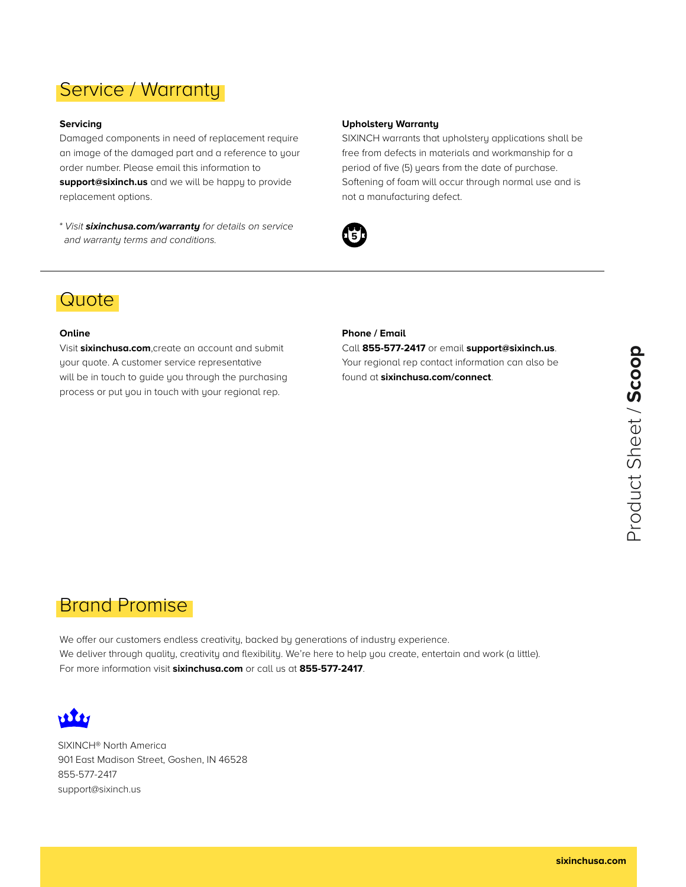## Service / Warranty

**Servicing**

Damaged components in need of replacement require an image of the damaged part and a reference to your order number. Please email this information to **support@sixinch.us** and we will be happy to provide replacement options.

*\* Visit **sixinchusa.com/warranty** for details on service and warranty terms and conditions.*

**Upholstery Warranty**

SIXINCH warrants that upholstery applications shall be free from defects in materials and workmanship for a period of five (5) years from the date of purchase. Softening of foam will occur through normal use and is not a manufacturing defect.

## Quote

**Online**

Visit **sixinchusa.com**,create an account and submit your quote. A customer service representative will be in touch to guide you through the purchasing process or put you in touch with your regional rep.

**Phone / Email**

Call **855-577-2417** or email **support@sixinch.us**. Your regional rep contact information can also be found at **sixinchusa.com/connect**.

## Brand Promise

We offer our customers endless creativity, backed by generations of industry experience.
We deliver through quality, creativity and flexibility. We're here to help you create, entertain and work (a little).
For more information visit **sixinchusa.com** or call us at **855-577-2417**.

SIXINCH® North America
901 East Madison Street, Goshen, IN 46528
855-577-2417
support@sixinch.us